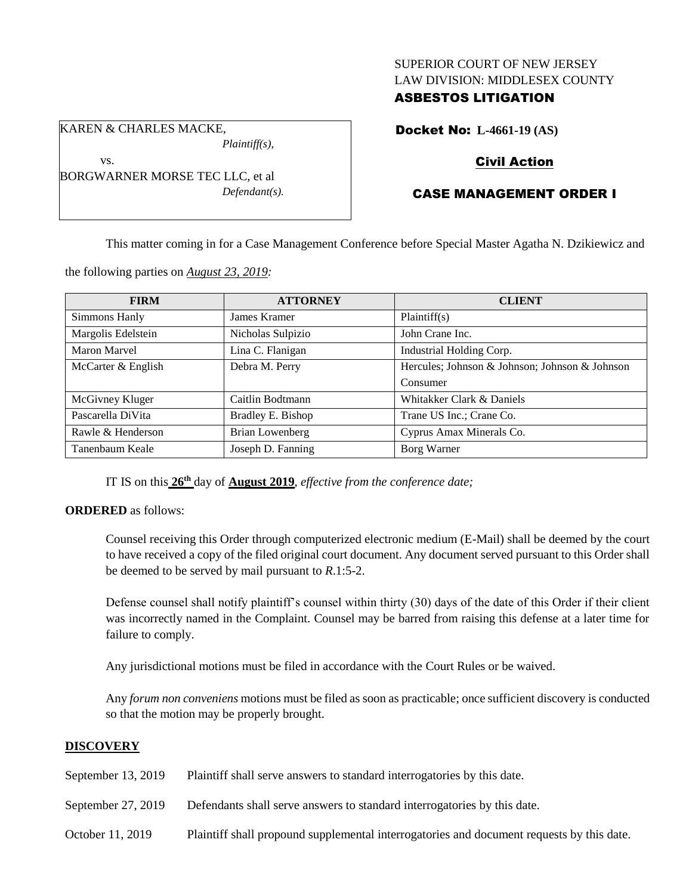SUPERIOR COURT OF NEW JERSEY
LAW DIVISION: MIDDLESEX COUNTY
**ASBESTOS LITIGATION**

KAREN & CHARLES MACKE,
*Plaintiff(s),*
vs.
BORGWARNER MORSE TEC LLC, et al
*Defendant(s).*

**Docket No: L-4661-19 (AS)**

**Civil Action**

**CASE MANAGEMENT ORDER I**

This matter coming in for a Case Management Conference before Special Master Agatha N. Dzikiewicz and the following parties on *August 23, 2019:*

| FIRM | ATTORNEY | CLIENT |
| --- | --- | --- |
| Simmons Hanly | James Kramer | Plaintiff(s) |
| Margolis Edelstein | Nicholas Sulpizio | John Crane Inc. |
| Maron Marvel | Lina C. Flanigan | Industrial Holding Corp. |
| McCarter & English | Debra M. Perry | Hercules; Johnson & Johnson; Johnson & Johnson Consumer |
| McGivney Kluger | Caitlin Bodtmann | Whitakker Clark & Daniels |
| Pascarella DiVita | Bradley E. Bishop | Trane US Inc.; Crane Co. |
| Rawle & Henderson | Brian Lowenberg | Cyprus Amax Minerals Co. |
| Tanenbaum Keale | Joseph D. Fanning | Borg Warner |

IT IS on this **26th** day of **August 2019**, *effective from the conference date;*

**ORDERED** as follows:

Counsel receiving this Order through computerized electronic medium (E-Mail) shall be deemed by the court to have received a copy of the filed original court document. Any document served pursuant to this Order shall be deemed to be served by mail pursuant to *R*.1:5-2.

Defense counsel shall notify plaintiff's counsel within thirty (30) days of the date of this Order if their client was incorrectly named in the Complaint. Counsel may be barred from raising this defense at a later time for failure to comply.

Any jurisdictional motions must be filed in accordance with the Court Rules or be waived.

Any *forum non conveniens* motions must be filed as soon as practicable; once sufficient discovery is conducted so that the motion may be properly brought.

**DISCOVERY**

September 13, 2019 Plaintiff shall serve answers to standard interrogatories by this date.

September 27, 2019 Defendants shall serve answers to standard interrogatories by this date.

October 11, 2019 Plaintiff shall propound supplemental interrogatories and document requests by this date.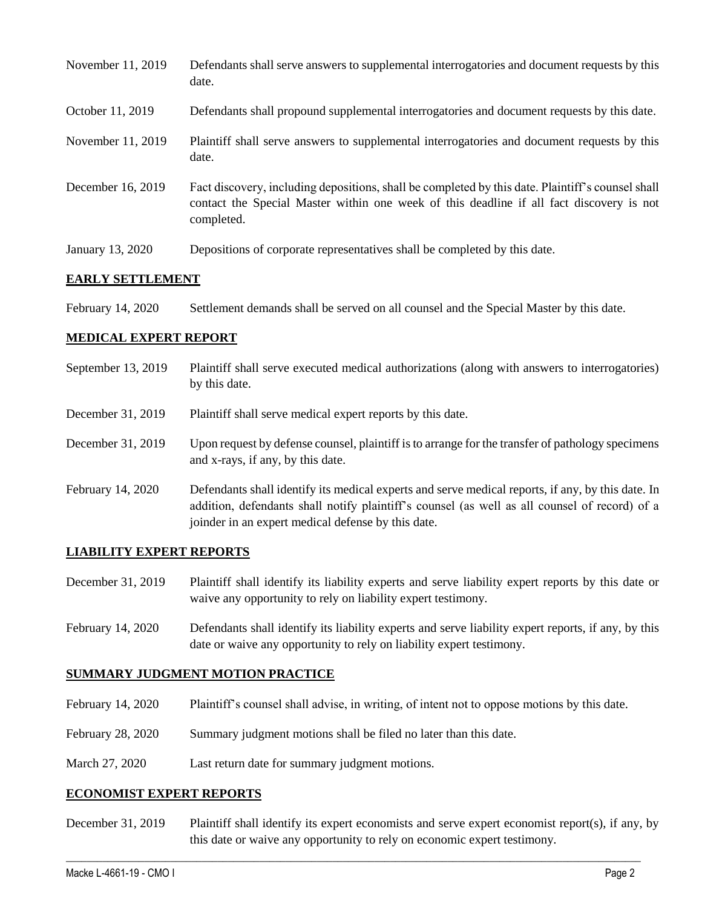| | |
|---|---|
| November 11, 2019 | Defendants shall serve answers to supplemental interrogatories and document requests by this date. |
| October 11, 2019 | Defendants shall propound supplemental interrogatories and document requests by this date. |
| November 11, 2019 | Plaintiff shall serve answers to supplemental interrogatories and document requests by this date. |
| December 16, 2019 | Fact discovery, including depositions, shall be completed by this date. Plaintiff's counsel shall contact the Special Master within one week of this deadline if all fact discovery is not completed. |
| January 13, 2020 | Depositions of corporate representatives shall be completed by this date. |

## EARLY SETTLEMENT

| | |
|---|---|
| February 14, 2020 | Settlement demands shall be served on all counsel and the Special Master by this date. |

## MEDICAL EXPERT REPORT

| | |
|---|---|
| September 13, 2019 | Plaintiff shall serve executed medical authorizations (along with answers to interrogatories) by this date. |
| December 31, 2019 | Plaintiff shall serve medical expert reports by this date. |
| December 31, 2019 | Upon request by defense counsel, plaintiff is to arrange for the transfer of pathology specimens and x-rays, if any, by this date. |
| February 14, 2020 | Defendants shall identify its medical experts and serve medical reports, if any, by this date. In addition, defendants shall notify plaintiff's counsel (as well as all counsel of record) of a joinder in an expert medical defense by this date. |

## LIABILITY EXPERT REPORTS

| | |
|---|---|
| December 31, 2019 | Plaintiff shall identify its liability experts and serve liability expert reports by this date or waive any opportunity to rely on liability expert testimony. |
| February 14, 2020 | Defendants shall identify its liability experts and serve liability expert reports, if any, by this date or waive any opportunity to rely on liability expert testimony. |

## SUMMARY JUDGMENT MOTION PRACTICE

| | |
|---|---|
| February 14, 2020 | Plaintiff's counsel shall advise, in writing, of intent not to oppose motions by this date. |
| February 28, 2020 | Summary judgment motions shall be filed no later than this date. |
| March 27, 2020 | Last return date for summary judgment motions. |

## ECONOMIST EXPERT REPORTS

| | |
|---|---|
| December 31, 2019 | Plaintiff shall identify its expert economists and serve expert economist report(s), if any, by this date or waive any opportunity to rely on economic expert testimony. |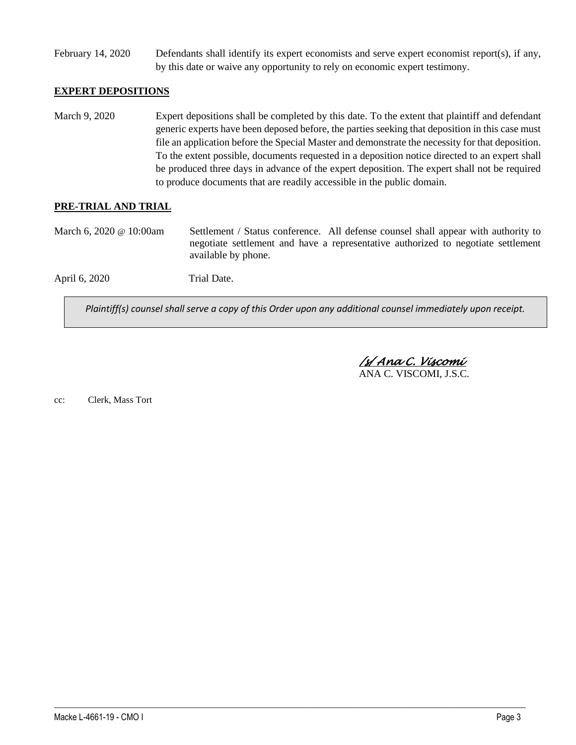February 14, 2020 Defendants shall identify its expert economists and serve expert economist report(s), if any, by this date or waive any opportunity to rely on economic expert testimony.

**EXPERT DEPOSITIONS**

March 9, 2020 Expert depositions shall be completed by this date. To the extent that plaintiff and defendant generic experts have been deposed before, the parties seeking that deposition in this case must file an application before the Special Master and demonstrate the necessity for that deposition. To the extent possible, documents requested in a deposition notice directed to an expert shall be produced three days in advance of the expert deposition. The expert shall not be required to produce documents that are readily accessible in the public domain.

**PRE-TRIAL AND TRIAL**

March 6, 2020 @ 10:00am Settlement / Status conference. All defense counsel shall appear with authority to negotiate settlement and have a representative authorized to negotiate settlement available by phone.

April 6, 2020 Trial Date.

*Plaintiff(s) counsel shall serve a copy of this Order upon any additional counsel immediately upon receipt.*

*/s/ Ana C. Viscomi*
ANA C. VISCOMI, J.S.C.

cc: Clerk, Mass Tort